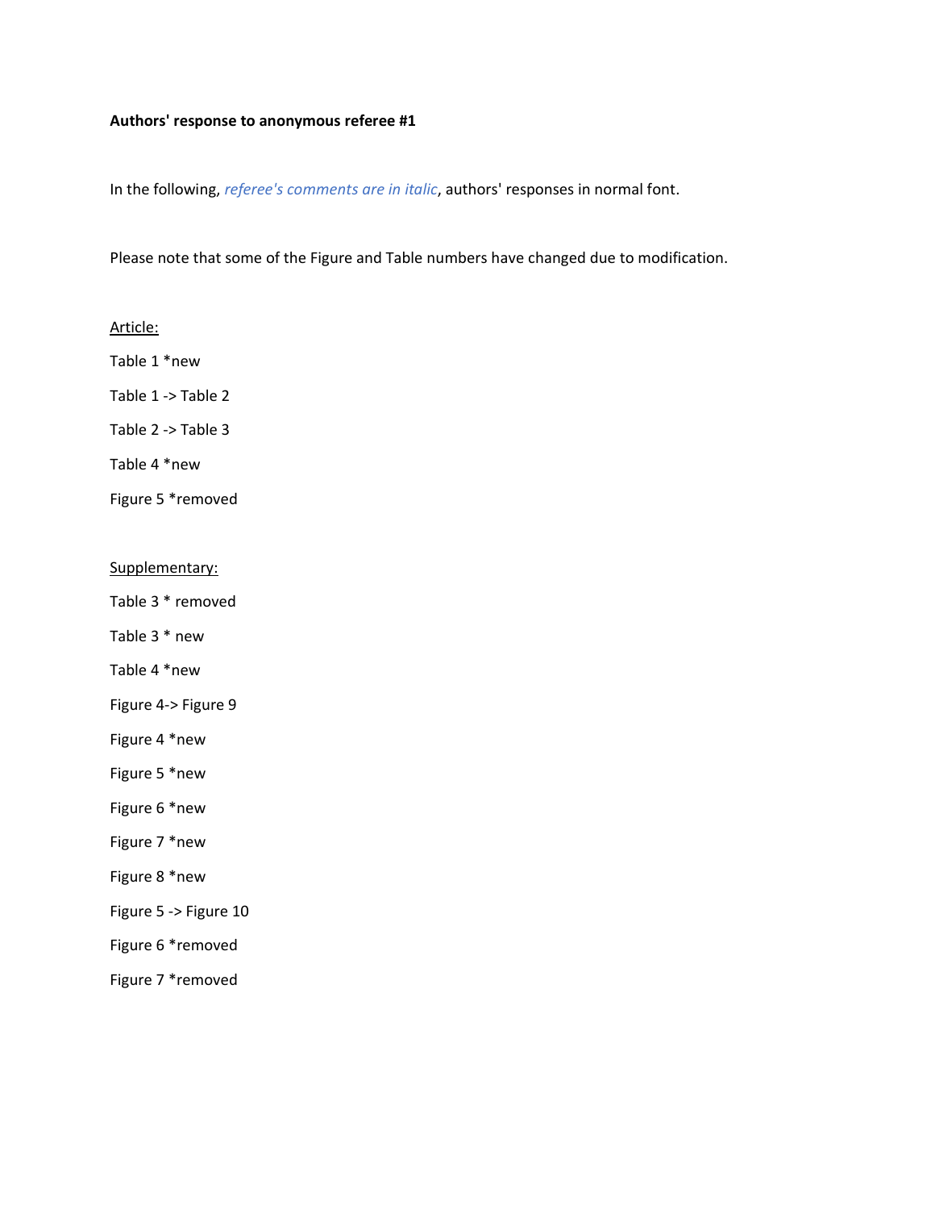**Authors' response to anonymous referee #1**

In the following, *referee's comments are in italic*, authors' responses in normal font.

Please note that some of the Figure and Table numbers have changed due to modification.

<u>Article:</u>

Table 1 *new

Table 1 -> Table 2

Table 2 -> Table 3

Table 4 *new

Figure 5 *removed

<u>Supplementary:</u>

Table 3 * removed

Table 3 * new

Table 4 *new

Figure 4-> Figure 9

Figure 4 *new

Figure 5 *new

Figure 6 *new

Figure 7 *new

Figure 8 *new

Figure 5 -> Figure 10

Figure 6 *removed

Figure 7 *removed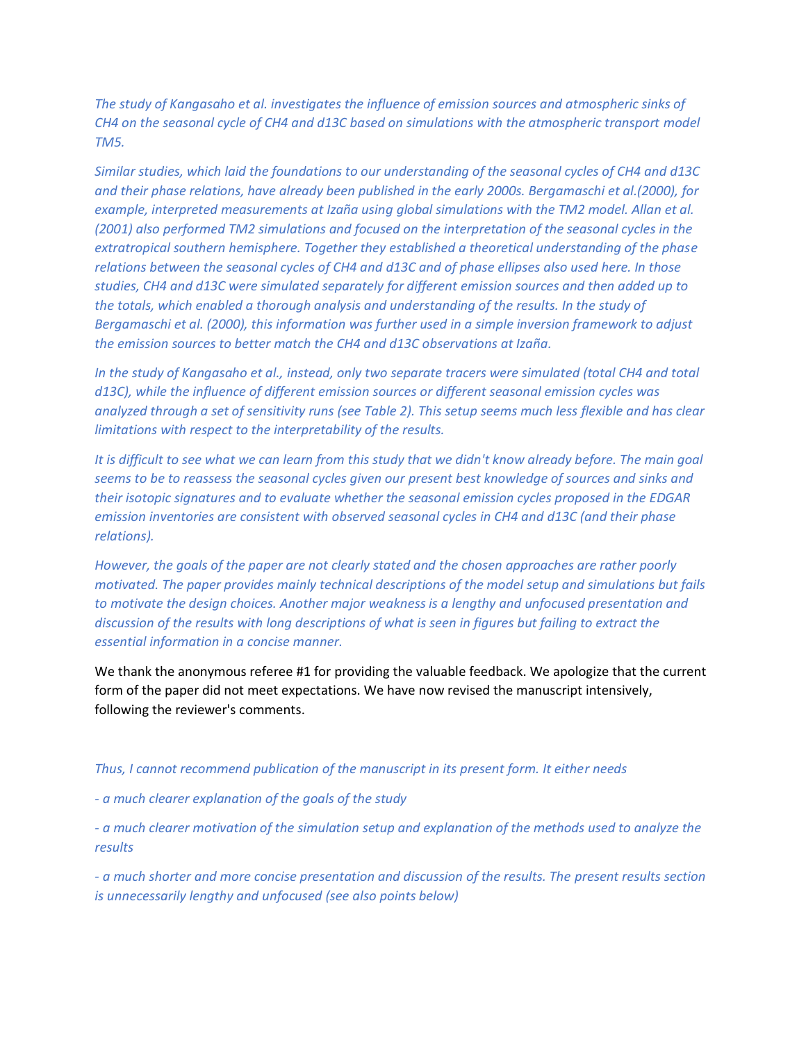*The study of Kangasaho et al. investigates the influence of emission sources and atmospheric sinks of CH4 on the seasonal cycle of CH4 and d13C based on simulations with the atmospheric transport model TM5.*

*Similar studies, which laid the foundations to our understanding of the seasonal cycles of CH4 and d13C and their phase relations, have already been published in the early 2000s. Bergamaschi et al.(2000), for example, interpreted measurements at Izaña using global simulations with the TM2 model. Allan et al. (2001) also performed TM2 simulations and focused on the interpretation of the seasonal cycles in the extratropical southern hemisphere. Together they established a theoretical understanding of the phase relations between the seasonal cycles of CH4 and d13C and of phase ellipses also used here. In those studies, CH4 and d13C were simulated separately for different emission sources and then added up to the totals, which enabled a thorough analysis and understanding of the results. In the study of Bergamaschi et al. (2000), this information was further used in a simple inversion framework to adjust the emission sources to better match the CH4 and d13C observations at Izaña.*

*In the study of Kangasaho et al., instead, only two separate tracers were simulated (total CH4 and total d13C), while the influence of different emission sources or different seasonal emission cycles was analyzed through a set of sensitivity runs (see Table 2). This setup seems much less flexible and has clear limitations with respect to the interpretability of the results.*

*It is difficult to see what we can learn from this study that we didn't know already before. The main goal seems to be to reassess the seasonal cycles given our present best knowledge of sources and sinks and their isotopic signatures and to evaluate whether the seasonal emission cycles proposed in the EDGAR emission inventories are consistent with observed seasonal cycles in CH4 and d13C (and their phase relations).*

*However, the goals of the paper are not clearly stated and the chosen approaches are rather poorly motivated. The paper provides mainly technical descriptions of the model setup and simulations but fails to motivate the design choices. Another major weakness is a lengthy and unfocused presentation and discussion of the results with long descriptions of what is seen in figures but failing to extract the essential information in a concise manner.*

We thank the anonymous referee #1 for providing the valuable feedback. We apologize that the current form of the paper did not meet expectations. We have now revised the manuscript intensively, following the reviewer's comments.

*Thus, I cannot recommend publication of the manuscript in its present form. It either needs*

*- a much clearer explanation of the goals of the study*

*- a much clearer motivation of the simulation setup and explanation of the methods used to analyze the results*

*- a much shorter and more concise presentation and discussion of the results. The present results section is unnecessarily lengthy and unfocused (see also points below)*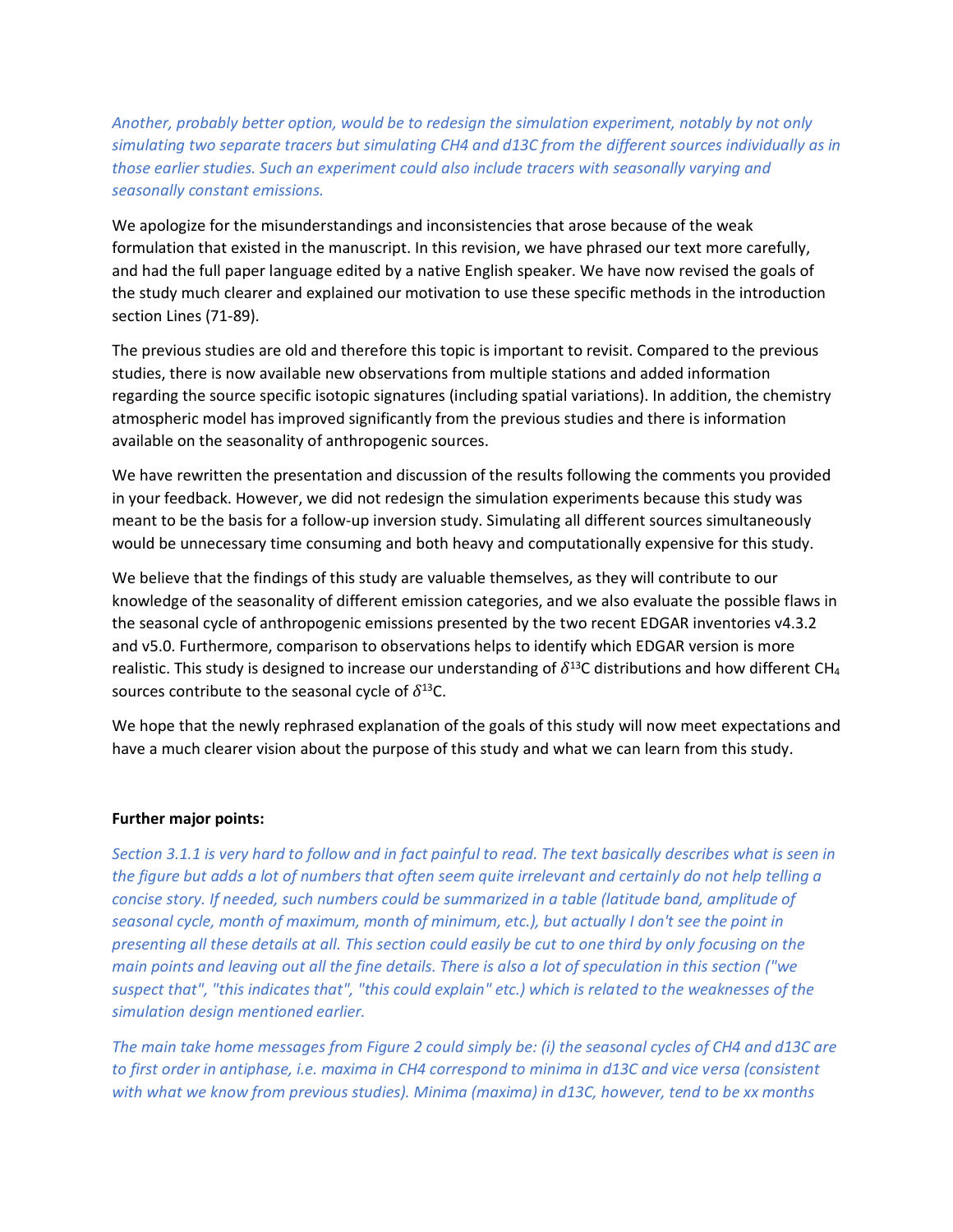*Another, probably better option, would be to redesign the simulation experiment, notably by not only simulating two separate tracers but simulating CH4 and d13C from the different sources individually as in those earlier studies. Such an experiment could also include tracers with seasonally varying and seasonally constant emissions.*

We apologize for the misunderstandings and inconsistencies that arose because of the weak formulation that existed in the manuscript. In this revision, we have phrased our text more carefully, and had the full paper language edited by a native English speaker. We have now revised the goals of the study much clearer and explained our motivation to use these specific methods in the introduction section Lines (71-89).

The previous studies are old and therefore this topic is important to revisit. Compared to the previous studies, there is now available new observations from multiple stations and added information regarding the source specific isotopic signatures (including spatial variations). In addition, the chemistry atmospheric model has improved significantly from the previous studies and there is information available on the seasonality of anthropogenic sources.

We have rewritten the presentation and discussion of the results following the comments you provided in your feedback. However, we did not redesign the simulation experiments because this study was meant to be the basis for a follow-up inversion study. Simulating all different sources simultaneously would be unnecessary time consuming and both heavy and computationally expensive for this study.

We believe that the findings of this study are valuable themselves, as they will contribute to our knowledge of the seasonality of different emission categories, and we also evaluate the possible flaws in the seasonal cycle of anthropogenic emissions presented by the two recent EDGAR inventories v4.3.2 and v5.0. Furthermore, comparison to observations helps to identify which EDGAR version is more realistic. This study is designed to increase our understanding of $\delta^{13}$C distributions and how different $CH_4$ sources contribute to the seasonal cycle of $\delta^{13}$C.

We hope that the newly rephrased explanation of the goals of this study will now meet expectations and have a much clearer vision about the purpose of this study and what we can learn from this study.

**Further major points:**

*Section 3.1.1 is very hard to follow and in fact painful to read. The text basically describes what is seen in the figure but adds a lot of numbers that often seem quite irrelevant and certainly do not help telling a concise story. If needed, such numbers could be summarized in a table (latitude band, amplitude of seasonal cycle, month of maximum, month of minimum, etc.), but actually I don't see the point in presenting all these details at all. This section could easily be cut to one third by only focusing on the main points and leaving out all the fine details. There is also a lot of speculation in this section ("we suspect that", "this indicates that", "this could explain" etc.) which is related to the weaknesses of the simulation design mentioned earlier.*

*The main take home messages from Figure 2 could simply be: (i) the seasonal cycles of CH4 and d13C are to first order in antiphase, i.e. maxima in CH4 correspond to minima in d13C and vice versa (consistent with what we know from previous studies). Minima (maxima) in d13C, however, tend to be xx months*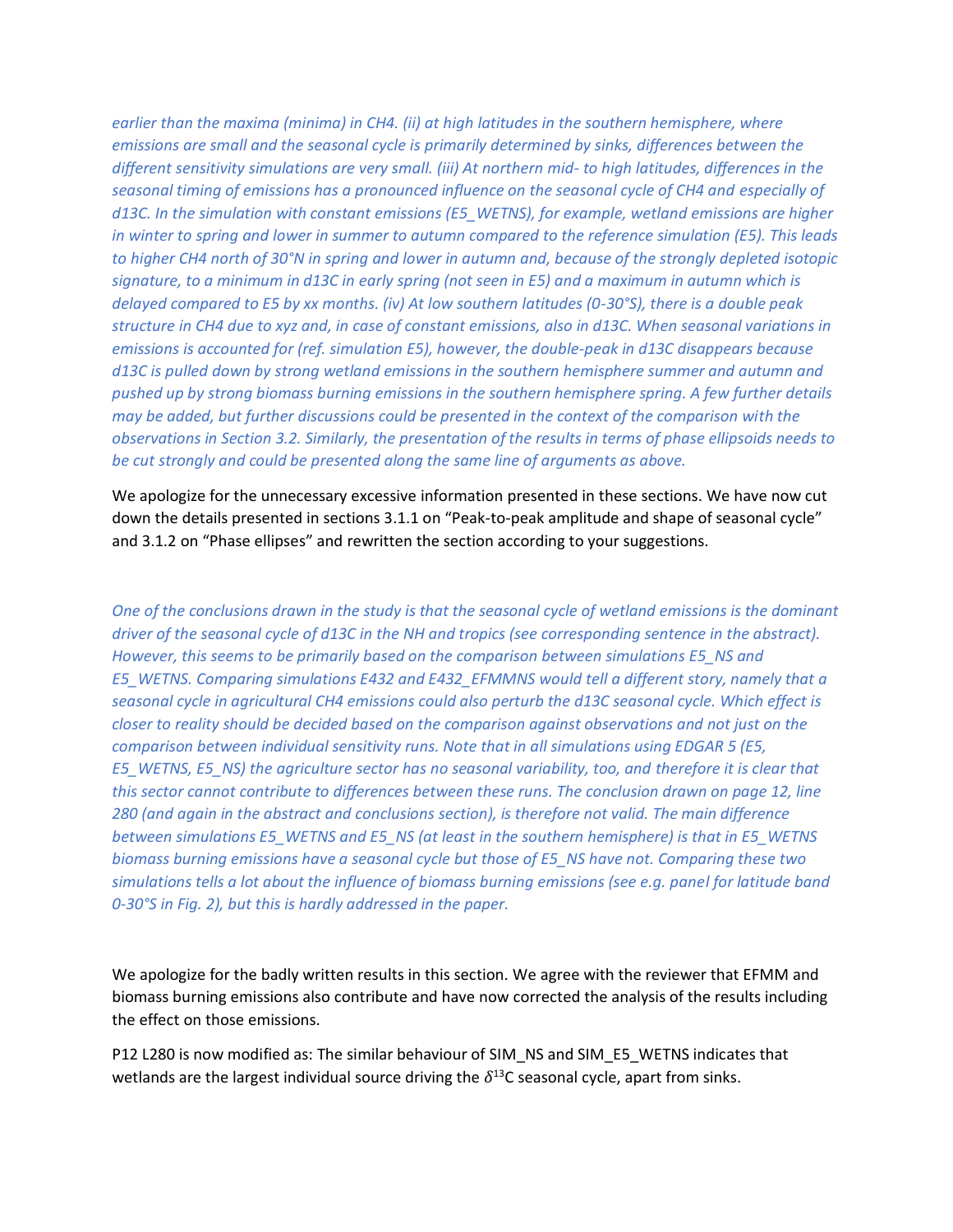*earlier than the maxima (minima) in CH4. (ii) at high latitudes in the southern hemisphere, where emissions are small and the seasonal cycle is primarily determined by sinks, differences between the different sensitivity simulations are very small. (iii) At northern mid- to high latitudes, differences in the seasonal timing of emissions has a pronounced influence on the seasonal cycle of CH4 and especially of d13C. In the simulation with constant emissions (E5_WETNS), for example, wetland emissions are higher in winter to spring and lower in summer to autumn compared to the reference simulation (E5). This leads to higher CH4 north of 30°N in spring and lower in autumn and, because of the strongly depleted isotopic signature, to a minimum in d13C in early spring (not seen in E5) and a maximum in autumn which is delayed compared to E5 by xx months. (iv) At low southern latitudes (0-30°S), there is a double peak structure in CH4 due to xyz and, in case of constant emissions, also in d13C. When seasonal variations in emissions is accounted for (ref. simulation E5), however, the double-peak in d13C disappears because d13C is pulled down by strong wetland emissions in the southern hemisphere summer and autumn and pushed up by strong biomass burning emissions in the southern hemisphere spring. A few further details may be added, but further discussions could be presented in the context of the comparison with the observations in Section 3.2. Similarly, the presentation of the results in terms of phase ellipsoids needs to be cut strongly and could be presented along the same line of arguments as above.*

We apologize for the unnecessary excessive information presented in these sections. We have now cut down the details presented in sections 3.1.1 on "Peak-to-peak amplitude and shape of seasonal cycle" and 3.1.2 on "Phase ellipses" and rewritten the section according to your suggestions.

*One of the conclusions drawn in the study is that the seasonal cycle of wetland emissions is the dominant driver of the seasonal cycle of d13C in the NH and tropics (see corresponding sentence in the abstract). However, this seems to be primarily based on the comparison between simulations E5_NS and E5_WETNS. Comparing simulations E432 and E432_EFMMNS would tell a different story, namely that a seasonal cycle in agricultural CH4 emissions could also perturb the d13C seasonal cycle. Which effect is closer to reality should be decided based on the comparison against observations and not just on the comparison between individual sensitivity runs. Note that in all simulations using EDGAR 5 (E5, E5_WETNS, E5_NS) the agriculture sector has no seasonal variability, too, and therefore it is clear that this sector cannot contribute to differences between these runs. The conclusion drawn on page 12, line 280 (and again in the abstract and conclusions section), is therefore not valid. The main difference between simulations E5_WETNS and E5_NS (at least in the southern hemisphere) is that in E5_WETNS biomass burning emissions have a seasonal cycle but those of E5_NS have not. Comparing these two simulations tells a lot about the influence of biomass burning emissions (see e.g. panel for latitude band 0-30°S in Fig. 2), but this is hardly addressed in the paper.*

We apologize for the badly written results in this section. We agree with the reviewer that EFMM and biomass burning emissions also contribute and have now corrected the analysis of the results including the effect on those emissions.

P12 L280 is now modified as: The similar behaviour of SIM_NS and SIM_E5_WETNS indicates that wetlands are the largest individual source driving the $\delta^{13}$C seasonal cycle, apart from sinks.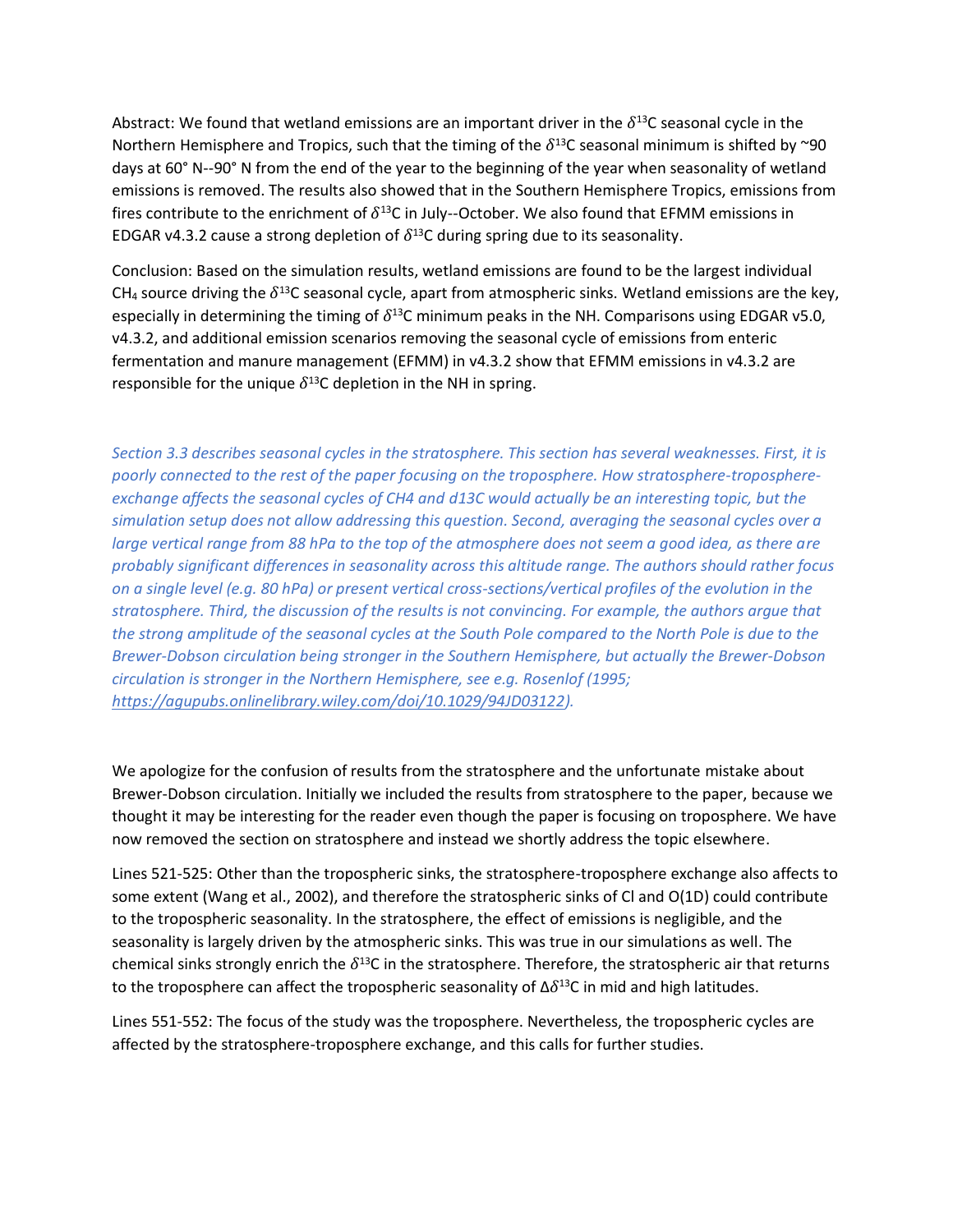Abstract: We found that wetland emissions are an important driver in the $\delta^{13}$C seasonal cycle in the Northern Hemisphere and Tropics, such that the timing of the $\delta^{13}$C seasonal minimum is shifted by ~90 days at 60° N--90° N from the end of the year to the beginning of the year when seasonality of wetland emissions is removed. The results also showed that in the Southern Hemisphere Tropics, emissions from fires contribute to the enrichment of $\delta^{13}$C in July--October. We also found that EFMM emissions in EDGAR v4.3.2 cause a strong depletion of $\delta^{13}$C during spring due to its seasonality.

Conclusion: Based on the simulation results, wetland emissions are found to be the largest individual $CH_4$ source driving the $\delta^{13}$C seasonal cycle, apart from atmospheric sinks. Wetland emissions are the key, especially in determining the timing of $\delta^{13}$C minimum peaks in the NH. Comparisons using EDGAR v5.0, v4.3.2, and additional emission scenarios removing the seasonal cycle of emissions from enteric fermentation and manure management (EFMM) in v4.3.2 show that EFMM emissions in v4.3.2 are responsible for the unique $\delta^{13}$C depletion in the NH in spring.

*Section 3.3 describes seasonal cycles in the stratosphere. This section has several weaknesses. First, it is poorly connected to the rest of the paper focusing on the troposphere. How stratosphere-troposphere-exchange affects the seasonal cycles of CH4 and d13C would actually be an interesting topic, but the simulation setup does not allow addressing this question. Second, averaging the seasonal cycles over a large vertical range from 88 hPa to the top of the atmosphere does not seem a good idea, as there are probably significant differences in seasonality across this altitude range. The authors should rather focus on a single level (e.g. 80 hPa) or present vertical cross-sections/vertical profiles of the evolution in the stratosphere. Third, the discussion of the results is not convincing. For example, the authors argue that the strong amplitude of the seasonal cycles at the South Pole compared to the North Pole is due to the Brewer-Dobson circulation being stronger in the Southern Hemisphere, but actually the Brewer-Dobson circulation is stronger in the Northern Hemisphere, see e.g. Rosenlof (1995; https://agupubs.onlinelibrary.wiley.com/doi/10.1029/94JD03122).*

We apologize for the confusion of results from the stratosphere and the unfortunate mistake about Brewer-Dobson circulation. Initially we included the results from stratosphere to the paper, because we thought it may be interesting for the reader even though the paper is focusing on troposphere. We have now removed the section on stratosphere and instead we shortly address the topic elsewhere.

Lines 521-525: Other than the tropospheric sinks, the stratosphere-troposphere exchange also affects to some extent (Wang et al., 2002), and therefore the stratospheric sinks of Cl and O(1D) could contribute to the tropospheric seasonality. In the stratosphere, the effect of emissions is negligible, and the seasonality is largely driven by the atmospheric sinks. This was true in our simulations as well. The chemical sinks strongly enrich the $\delta^{13}$C in the stratosphere. Therefore, the stratospheric air that returns to the troposphere can affect the tropospheric seasonality of $\Delta\delta^{13}$C in mid and high latitudes.

Lines 551-552: The focus of the study was the troposphere. Nevertheless, the tropospheric cycles are affected by the stratosphere-troposphere exchange, and this calls for further studies.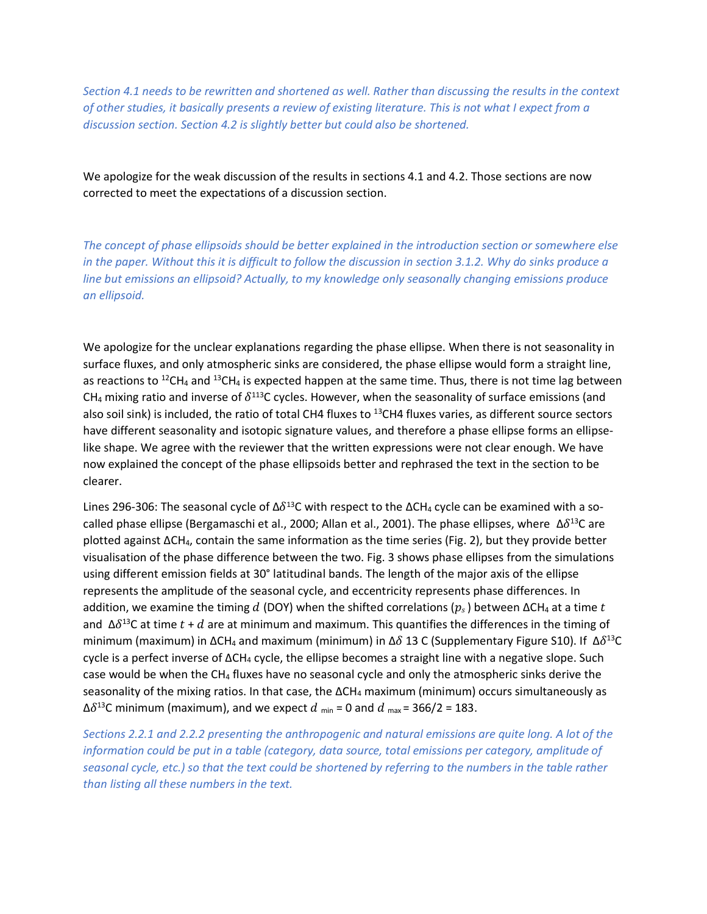*Section 4.1 needs to be rewritten and shortened as well. Rather than discussing the results in the context of other studies, it basically presents a review of existing literature. This is not what I expect from a discussion section. Section 4.2 is slightly better but could also be shortened.*

We apologize for the weak discussion of the results in sections 4.1 and 4.2. Those sections are now corrected to meet the expectations of a discussion section.

*The concept of phase ellipsoids should be better explained in the introduction section or somewhere else in the paper. Without this it is difficult to follow the discussion in section 3.1.2. Why do sinks produce a line but emissions an ellipsoid? Actually, to my knowledge only seasonally changing emissions produce an ellipsoid.*

We apologize for the unclear explanations regarding the phase ellipse. When there is not seasonality in surface fluxes, and only atmospheric sinks are considered, the phase ellipse would form a straight line, as reactions to $^{12}CH_4$ and $^{13}CH_4$ is expected happen at the same time. Thus, there is not time lag between $CH_4$ mixing ratio and inverse of $\delta^{113}C$ cycles. However, when the seasonality of surface emissions (and also soil sink) is included, the ratio of total CH4 fluxes to $^{13}CH4$ fluxes varies, as different source sectors have different seasonality and isotopic signature values, and therefore a phase ellipse forms an ellipse-like shape. We agree with the reviewer that the written expressions were not clear enough. We have now explained the concept of the phase ellipsoids better and rephrased the text in the section to be clearer.

Lines 296-306: The seasonal cycle of $\Delta\delta^{13}C$ with respect to the $\Delta CH_4$ cycle can be examined with a so-called phase ellipse (Bergamaschi et al., 2000; Allan et al., 2001). The phase ellipses, where $\Delta\delta^{13}C$ are plotted against $\Delta CH_4$, contain the same information as the time series (Fig. 2), but they provide better visualisation of the phase difference between the two. Fig. 3 shows phase ellipses from the simulations using different emission fields at 30° latitudinal bands. The length of the major axis of the ellipse represents the amplitude of the seasonal cycle, and eccentricity represents phase differences. In addition, we examine the timing $d$ (DOY) when the shifted correlations ($p_s$) between $\Delta CH_4$ at a time $t$ and $\Delta\delta^{13}C$ at time $t + d$ are at minimum and maximum. This quantifies the differences in the timing of minimum (maximum) in $\Delta CH_4$ and maximum (minimum) in $\Delta\delta$ 13 C (Supplementary Figure S10). If $\Delta\delta^{13}C$ cycle is a perfect inverse of $\Delta CH_4$ cycle, the ellipse becomes a straight line with a negative slope. Such case would be when the $CH_4$ fluxes have no seasonal cycle and only the atmospheric sinks derive the seasonality of the mixing ratios. In that case, the $\Delta CH_4$ maximum (minimum) occurs simultaneously as $\Delta\delta^{13}C$ minimum (maximum), and we expect $d_{min} = 0$ and $d_{max} = 366/2 = 183$.

*Sections 2.2.1 and 2.2.2 presenting the anthropogenic and natural emissions are quite long. A lot of the information could be put in a table (category, data source, total emissions per category, amplitude of seasonal cycle, etc.) so that the text could be shortened by referring to the numbers in the table rather than listing all these numbers in the text.*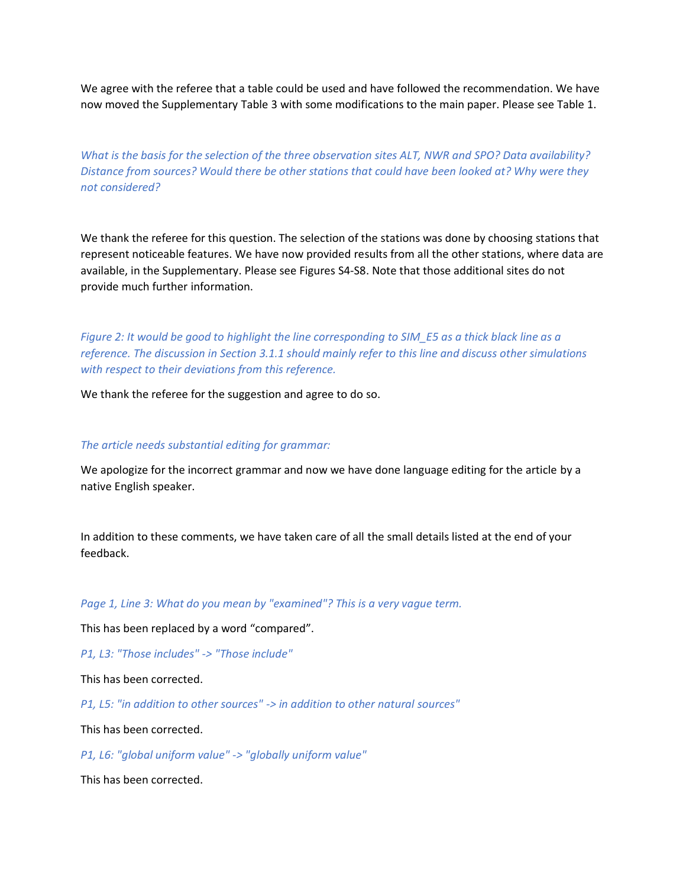We agree with the referee that a table could be used and have followed the recommendation. We have now moved the Supplementary Table 3 with some modifications to the main paper. Please see Table 1.

*What is the basis for the selection of the three observation sites ALT, NWR and SPO? Data availability? Distance from sources? Would there be other stations that could have been looked at? Why were they not considered?*

We thank the referee for this question. The selection of the stations was done by choosing stations that represent noticeable features. We have now provided results from all the other stations, where data are available, in the Supplementary. Please see Figures S4-S8. Note that those additional sites do not provide much further information.

*Figure 2: It would be good to highlight the line corresponding to SIM_E5 as a thick black line as a reference. The discussion in Section 3.1.1 should mainly refer to this line and discuss other simulations with respect to their deviations from this reference.*

We thank the referee for the suggestion and agree to do so.

*The article needs substantial editing for grammar:*

We apologize for the incorrect grammar and now we have done language editing for the article by a native English speaker.

In addition to these comments, we have taken care of all the small details listed at the end of your feedback.

*Page 1, Line 3: What do you mean by "examined"? This is a very vague term.*

This has been replaced by a word "compared".

*P1, L3: "Those includes" -> "Those include"*

This has been corrected.

*P1, L5: "in addition to other sources" -> in addition to other natural sources"*

This has been corrected.

*P1, L6: "global uniform value" -> "globally uniform value"*

This has been corrected.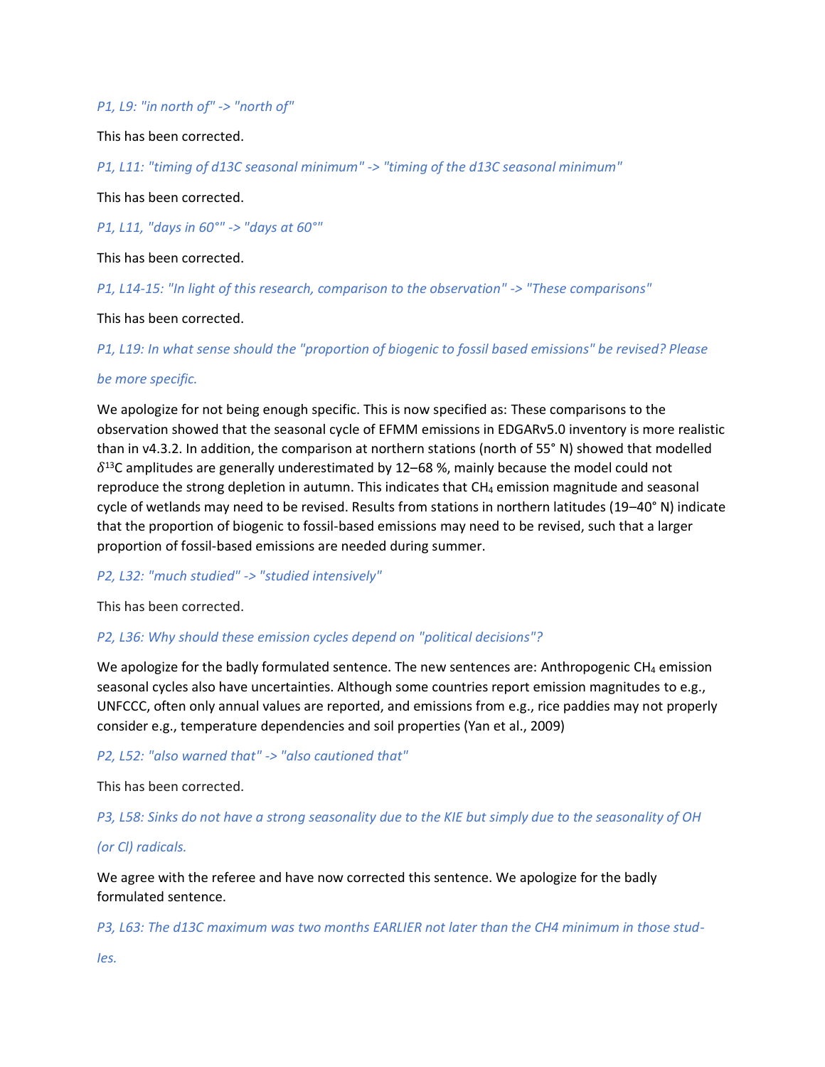*P1, L9: "in north of" -> "north of"*

This has been corrected.

*P1, L11: "timing of d13C seasonal minimum" -> "timing of the d13C seasonal minimum"*

This has been corrected.

*P1, L11, "days in 60°" -> "days at 60°"*

This has been corrected.

*P1, L14-15: "In light of this research, comparison to the observation" -> "These comparisons"*

This has been corrected.

*P1, L19: In what sense should the "proportion of biogenic to fossil based emissions" be revised? Please be more specific.*

We apologize for not being enough specific. This is now specified as: These comparisons to the observation showed that the seasonal cycle of EFMM emissions in EDGARv5.0 inventory is more realistic than in v4.3.2. In addition, the comparison at northern stations (north of 55° N) showed that modelled $\delta^{13}$C amplitudes are generally underestimated by 12–68 %, mainly because the model could not reproduce the strong depletion in autumn. This indicates that $CH_4$ emission magnitude and seasonal cycle of wetlands may need to be revised. Results from stations in northern latitudes (19–40° N) indicate that the proportion of biogenic to fossil-based emissions may need to be revised, such that a larger proportion of fossil-based emissions are needed during summer.

*P2, L32: "much studied" -> "studied intensively"*

This has been corrected.

*P2, L36: Why should these emission cycles depend on "political decisions"?*

We apologize for the badly formulated sentence. The new sentences are: Anthropogenic $CH_4$ emission seasonal cycles also have uncertainties. Although some countries report emission magnitudes to e.g., UNFCCC, often only annual values are reported, and emissions from e.g., rice paddies may not properly consider e.g., temperature dependencies and soil properties (Yan et al., 2009)

*P2, L52: "also warned that" -> "also cautioned that"*

This has been corrected.

*P3, L58: Sinks do not have a strong seasonality due to the KIE but simply due to the seasonality of OH (or Cl) radicals.*

We agree with the referee and have now corrected this sentence. We apologize for the badly formulated sentence.

*P3, L63: The d13C maximum was two months EARLIER not later than the CH4 minimum in those studies.*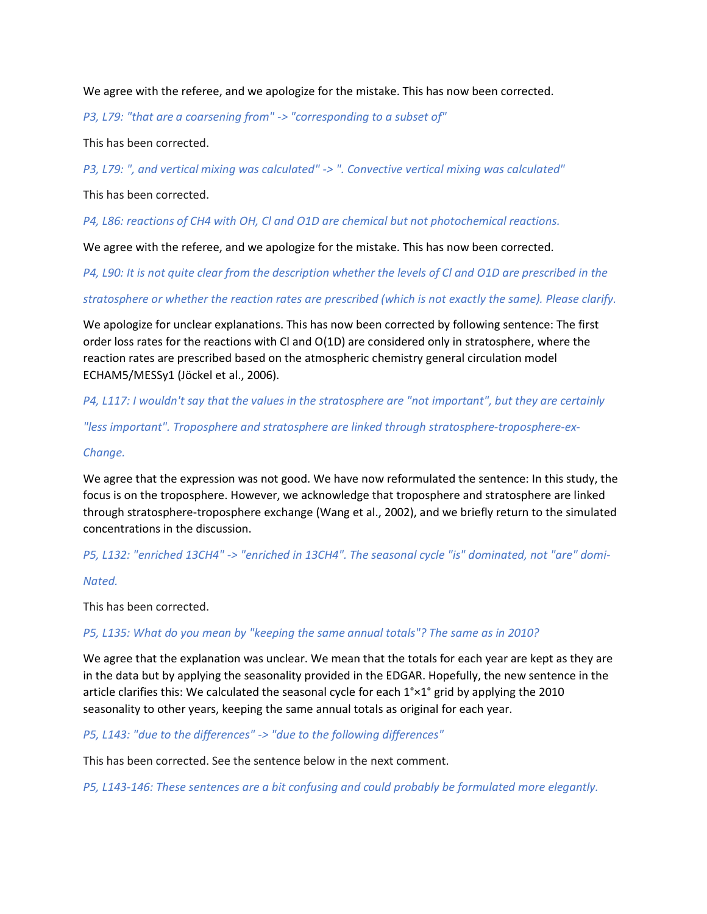We agree with the referee, and we apologize for the mistake. This has now been corrected.

*P3, L79: "that are a coarsening from" -> "corresponding to a subset of"*

This has been corrected.

*P3, L79: ", and vertical mixing was calculated" -> ". Convective vertical mixing was calculated"*

This has been corrected.

*P4, L86: reactions of $CH_4$ with OH, Cl and O1D are chemical but not photochemical reactions.*

We agree with the referee, and we apologize for the mistake. This has now been corrected.

*P4, L90: It is not quite clear from the description whether the levels of Cl and O1D are prescribed in the stratosphere or whether the reaction rates are prescribed (which is not exactly the same). Please clarify.*

We apologize for unclear explanations. This has now been corrected by following sentence: The first order loss rates for the reactions with Cl and O(1D) are considered only in stratosphere, where the reaction rates are prescribed based on the atmospheric chemistry general circulation model ECHAM5/MESSy1 (Jöckel et al., 2006).

*P4, L117: I wouldn't say that the values in the stratosphere are "not important", but they are certainly "less important". Troposphere and stratosphere are linked through stratosphere-troposphere-ex-Change.*

We agree that the expression was not good. We have now reformulated the sentence: In this study, the focus is on the troposphere. However, we acknowledge that troposphere and stratosphere are linked through stratosphere-troposphere exchange (Wang et al., 2002), and we briefly return to the simulated concentrations in the discussion.

*P5, L132: "enriched $^{13}CH_4$" -> "enriched in $^{13}CH_4$". The seasonal cycle "is" dominated, not "are" domi-Nated.*

This has been corrected.

*P5, L135: What do you mean by "keeping the same annual totals"? The same as in 2010?*

We agree that the explanation was unclear. We mean that the totals for each year are kept as they are in the data but by applying the seasonality provided in the EDGAR. Hopefully, the new sentence in the article clarifies this: We calculated the seasonal cycle for each 1°×1° grid by applying the 2010 seasonality to other years, keeping the same annual totals as original for each year.

*P5, L143: "due to the differences" -> "due to the following differences"*

This has been corrected. See the sentence below in the next comment.

*P5, L143-146: These sentences are a bit confusing and could probably be formulated more elegantly.*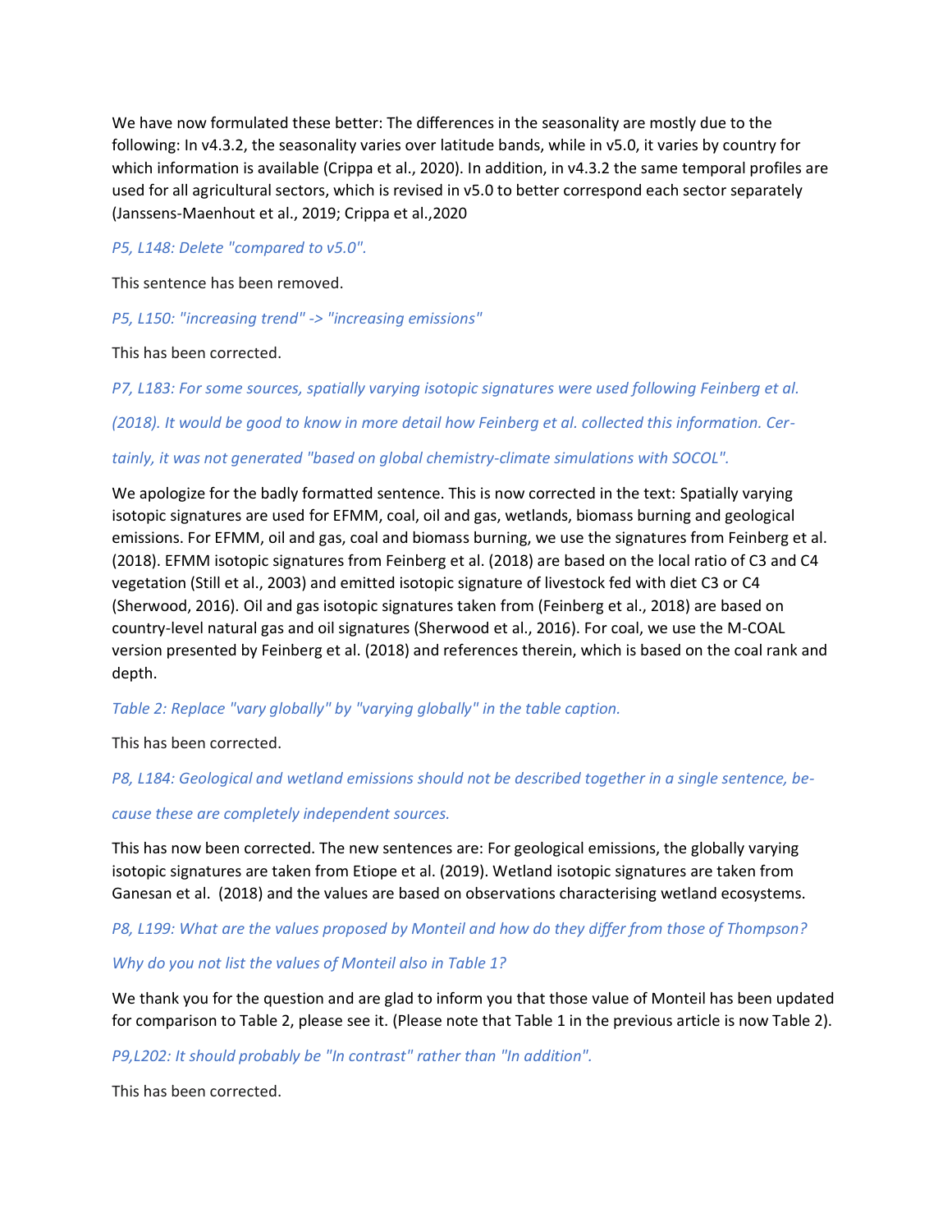We have now formulated these better: The differences in the seasonality are mostly due to the following: In v4.3.2, the seasonality varies over latitude bands, while in v5.0, it varies by country for which information is available (Crippa et al., 2020). In addition, in v4.3.2 the same temporal profiles are used for all agricultural sectors, which is revised in v5.0 to better correspond each sector separately (Janssens-Maenhout et al., 2019; Crippa et al.,2020

*P5, L148: Delete "compared to v5.0".*

This sentence has been removed.

*P5, L150: "increasing trend" -> "increasing emissions"*

This has been corrected.

*P7, L183: For some sources, spatially varying isotopic signatures were used following Feinberg et al. (2018). It would be good to know in more detail how Feinberg et al. collected this information. Certainly, it was not generated "based on global chemistry-climate simulations with SOCOL".*

We apologize for the badly formatted sentence. This is now corrected in the text: Spatially varying isotopic signatures are used for EFMM, coal, oil and gas, wetlands, biomass burning and geological emissions. For EFMM, oil and gas, coal and biomass burning, we use the signatures from Feinberg et al. (2018). EFMM isotopic signatures from Feinberg et al. (2018) are based on the local ratio of C3 and C4 vegetation (Still et al., 2003) and emitted isotopic signature of livestock fed with diet C3 or C4 (Sherwood, 2016). Oil and gas isotopic signatures taken from (Feinberg et al., 2018) are based on country-level natural gas and oil signatures (Sherwood et al., 2016). For coal, we use the M-COAL version presented by Feinberg et al. (2018) and references therein, which is based on the coal rank and depth.

*Table 2: Replace "vary globally" by "varying globally" in the table caption.*

This has been corrected.

*P8, L184: Geological and wetland emissions should not be described together in a single sentence, because these are completely independent sources.*

This has now been corrected. The new sentences are: For geological emissions, the globally varying isotopic signatures are taken from Etiope et al. (2019). Wetland isotopic signatures are taken from Ganesan et al. (2018) and the values are based on observations characterising wetland ecosystems.

*P8, L199: What are the values proposed by Monteil and how do they differ from those of Thompson? Why do you not list the values of Monteil also in Table 1?*

We thank you for the question and are glad to inform you that those value of Monteil has been updated for comparison to Table 2, please see it. (Please note that Table 1 in the previous article is now Table 2).

*P9,L202: It should probably be "In contrast" rather than "In addition".*

This has been corrected.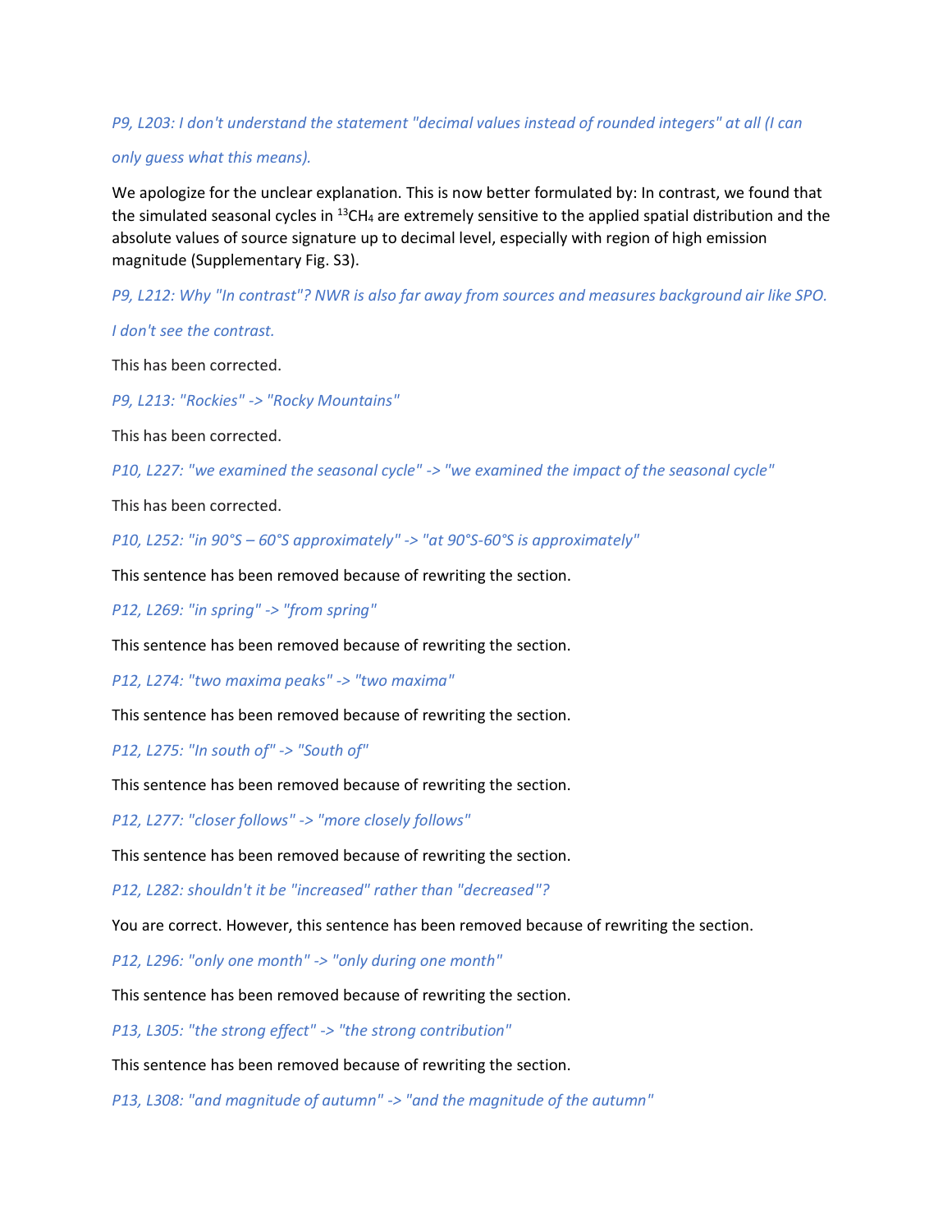*P9, L203: I don't understand the statement "decimal values instead of rounded integers" at all (I can only guess what this means).*

We apologize for the unclear explanation. This is now better formulated by: In contrast, we found that the simulated seasonal cycles in $^{13}CH_4$ are extremely sensitive to the applied spatial distribution and the absolute values of source signature up to decimal level, especially with region of high emission magnitude (Supplementary Fig. S3).

*P9, L212: Why "In contrast"? NWR is also far away from sources and measures background air like SPO. I don't see the contrast.*

This has been corrected.

*P9, L213: "Rockies" -> "Rocky Mountains"*

This has been corrected.

*P10, L227: "we examined the seasonal cycle" -> "we examined the impact of the seasonal cycle"*

This has been corrected.

*P10, L252: "in 90°S – 60°S approximately" -> "at 90°S-60°S is approximately"*

This sentence has been removed because of rewriting the section.

*P12, L269: "in spring" -> "from spring"*

This sentence has been removed because of rewriting the section.

*P12, L274: "two maxima peaks" -> "two maxima"*

This sentence has been removed because of rewriting the section.

*P12, L275: "In south of" -> "South of"*

This sentence has been removed because of rewriting the section.

*P12, L277: "closer follows" -> "more closely follows"*

This sentence has been removed because of rewriting the section.

*P12, L282: shouldn't it be "increased" rather than "decreased"?*

You are correct. However, this sentence has been removed because of rewriting the section.

*P12, L296: "only one month" -> "only during one month"*

This sentence has been removed because of rewriting the section.

*P13, L305: "the strong effect" -> "the strong contribution"*

This sentence has been removed because of rewriting the section.

*P13, L308: "and magnitude of autumn" -> "and the magnitude of the autumn"*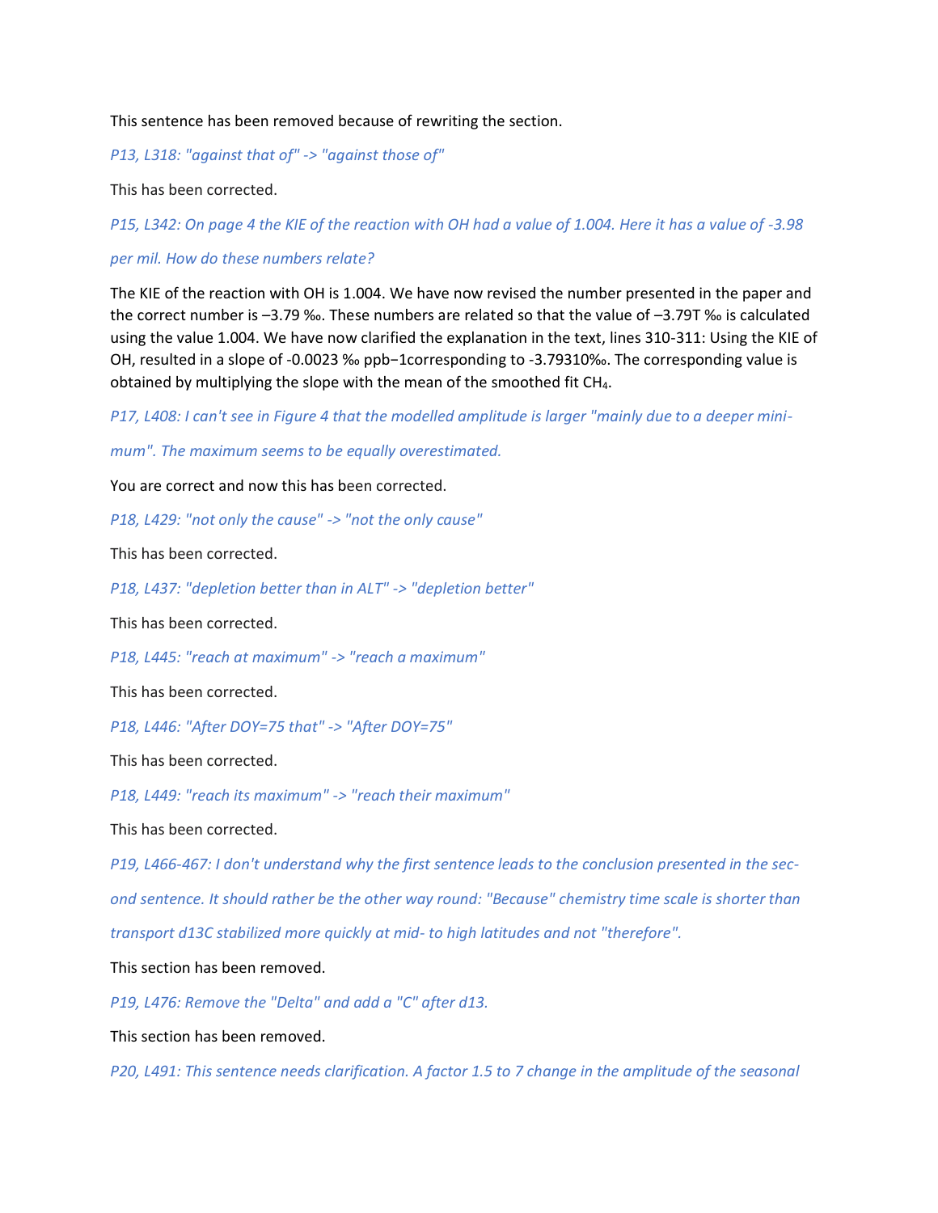This sentence has been removed because of rewriting the section.

*P13, L318: "against that of" -> "against those of"*

This has been corrected.

*P15, L342: On page 4 the KIE of the reaction with OH had a value of 1.004. Here it has a value of -3.98 per mil. How do these numbers relate?*

The KIE of the reaction with OH is 1.004. We have now revised the number presented in the paper and the correct number is –3.79 ‰. These numbers are related so that the value of –3.79T ‰ is calculated using the value 1.004. We have now clarified the explanation in the text, lines 310-311: Using the KIE of OH, resulted in a slope of -0.0023 ‰ ppb−1corresponding to -3.79310‰. The corresponding value is obtained by multiplying the slope with the mean of the smoothed fit $CH_4$.

*P17, L408: I can't see in Figure 4 that the modelled amplitude is larger "mainly due to a deeper minimum". The maximum seems to be equally overestimated.*

You are correct and now this has been corrected.

*P18, L429: "not only the cause" -> "not the only cause"*

This has been corrected.

*P18, L437: "depletion better than in ALT" -> "depletion better"*

This has been corrected.

*P18, L445: "reach at maximum" -> "reach a maximum"*

This has been corrected.

*P18, L446: "After DOY=75 that" -> "After DOY=75"*

This has been corrected.

*P18, L449: "reach its maximum" -> "reach their maximum"*

This has been corrected.

*P19, L466-467: I don't understand why the first sentence leads to the conclusion presented in the second sentence. It should rather be the other way round: "Because" chemistry time scale is shorter than transport d13C stabilized more quickly at mid- to high latitudes and not "therefore".*

This section has been removed.

*P19, L476: Remove the "Delta" and add a "C" after d13.*

This section has been removed.

*P20, L491: This sentence needs clarification. A factor 1.5 to 7 change in the amplitude of the seasonal*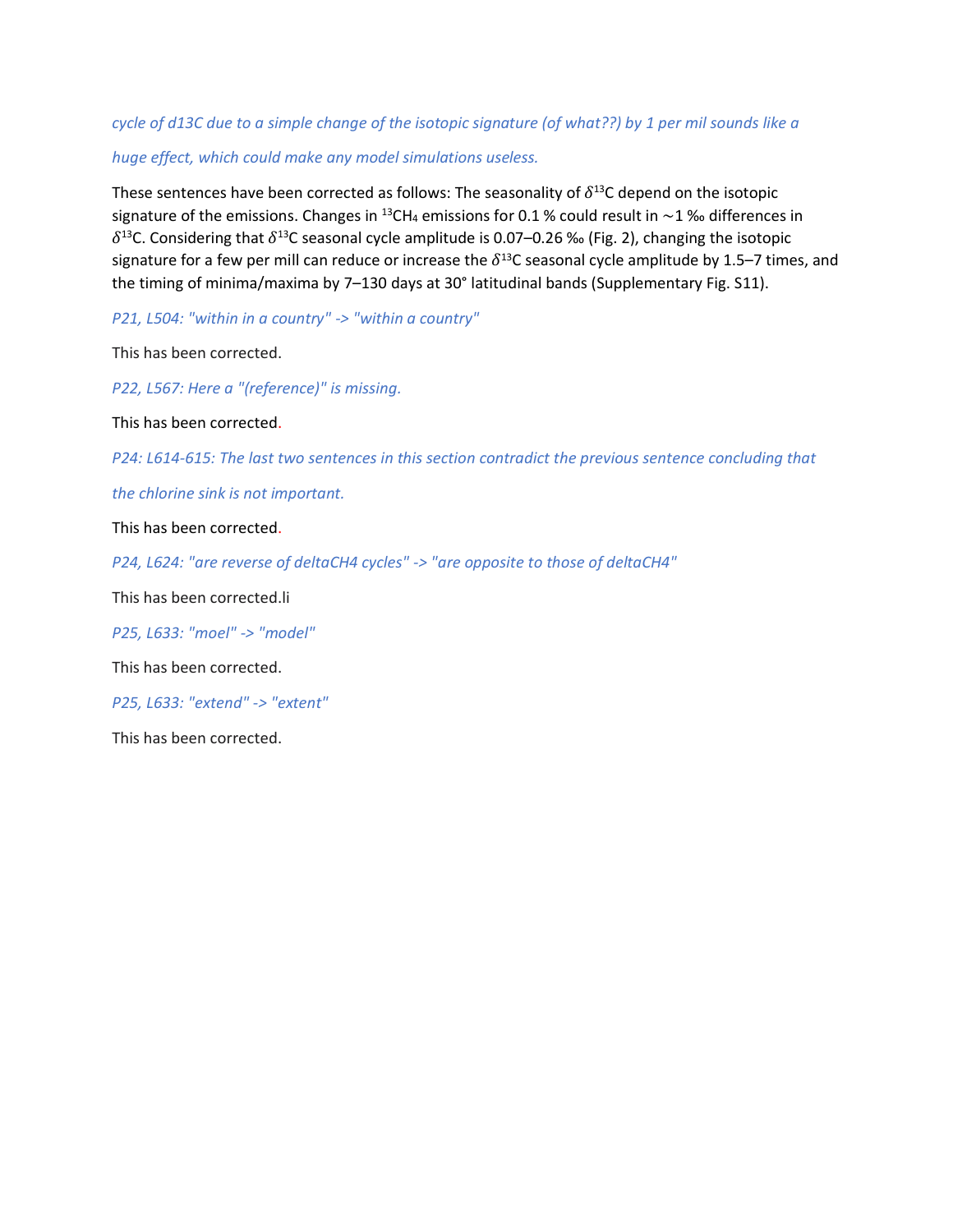*cycle of d13C due to a simple change of the isotopic signature (of what??) by 1 per mil sounds like a huge effect, which could make any model simulations useless.*

These sentences have been corrected as follows: The seasonality of $\delta^{13}C$ depend on the isotopic signature of the emissions. Changes in $^{13}CH_4$ emissions for 0.1 % could result in ∼1 ‰ differences in $\delta^{13}C$. Considering that $\delta^{13}C$ seasonal cycle amplitude is 0.07–0.26 ‰ (Fig. 2), changing the isotopic signature for a few per mill can reduce or increase the $\delta^{13}C$ seasonal cycle amplitude by 1.5–7 times, and the timing of minima/maxima by 7–130 days at 30° latitudinal bands (Supplementary Fig. S11).

*P21, L504: "within in a country" -> "within a country"*

This has been corrected.

*P22, L567: Here a "(reference)" is missing.*

This has been corrected.

*P24: L614-615: The last two sentences in this section contradict the previous sentence concluding that the chlorine sink is not important.*

This has been corrected.

*P24, L624: "are reverse of deltaCH4 cycles" -> "are opposite to those of deltaCH4"*

This has been corrected.li

*P25, L633: "moel" -> "model"*

This has been corrected.

*P25, L633: "extend" -> "extent"*

This has been corrected.